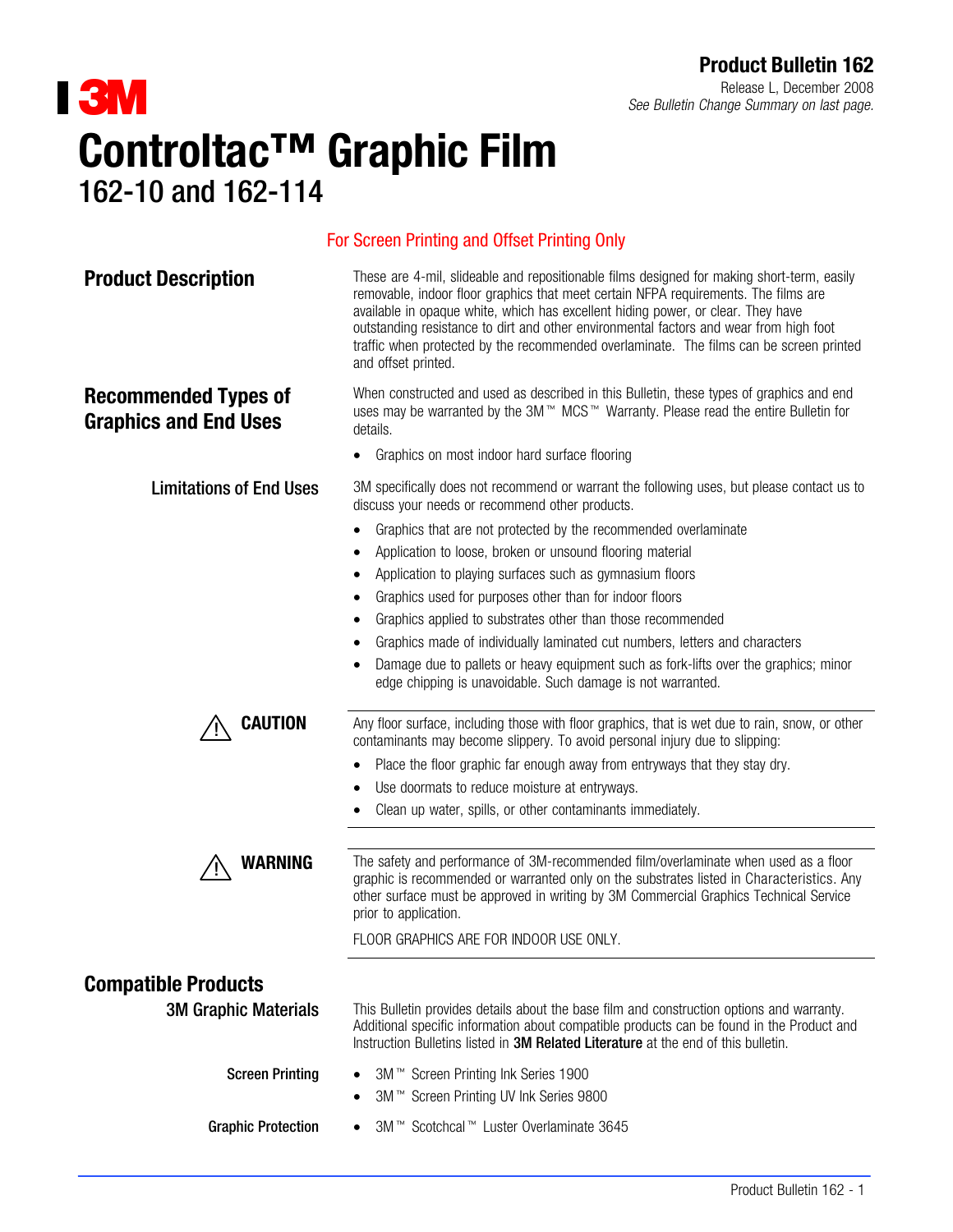**Product Bulletin 162**

Release L, December 2008

*See Bulletin Change Summary on last page.*

# Controltac™ Graphic Film

## 162-10 and 162-114

For Screen Printing and Offset Printing Only

## Product Description

These are 4-mil, slideable and repositionable films designed for making short-term, easily removable, indoor floor graphics that meet certain NFPA requirements. The films are available in opaque white, which has excellent hiding power, or clear. They have outstanding resistance to dirt and other environmental factors and wear from high foot traffic when protected by the recommended overlaminate. The films can be screen printed and offset printed.

## Recommended Types of Graphics and End Uses

When constructed and used as described in this Bulletin, these types of graphics and end uses may be warranted by the 3M™ MCS™ Warranty. Please read the entire Bulletin for details.

- Graphics on most indoor hard surface flooring

### Limitations of End Uses

3M specifically does not recommend or warrant the following uses, but please contact us to discuss your needs or recommend other products.

- Graphics that are not protected by the recommended overlaminate
- Application to loose, broken or unsound flooring material
- Application to playing surfaces such as gymnasium floors
- Graphics used for purposes other than for indoor floors
- Graphics applied to substrates other than those recommended
- Graphics made of individually laminated cut numbers, letters and characters
- Damage due to pallets or heavy equipment such as fork-lifts over the graphics; minor edge chipping is unavoidable. Such damage is not warranted.

### ⚠ CAUTION

Any floor surface, including those with floor graphics, that is wet due to rain, snow, or other contaminants may become slippery. To avoid personal injury due to slipping:

- Place the floor graphic far enough away from entryways that they stay dry.
- Use doormats to reduce moisture at entryways.
- Clean up water, spills, or other contaminants immediately.

### ⚠ WARNING

The safety and performance of 3M-recommended film/overlaminate when used as a floor graphic is recommended or warranted only on the substrates listed in Characteristics. Any other surface must be approved in writing by 3M Commercial Graphics Technical Service prior to application.

FLOOR GRAPHICS ARE FOR INDOOR USE ONLY.

## Compatible Products

### 3M Graphic Materials

This Bulletin provides details about the base film and construction options and warranty. Additional specific information about compatible products can be found in the Product and Instruction Bulletins listed in **3M Related Literature** at the end of this bulletin.

#### Screen Printing

- 3M™ Screen Printing Ink Series 1900
- 3M™ Screen Printing UV Ink Series 9800

#### Graphic Protection

- 3M™ Scotchcal™ Luster Overlaminate 3645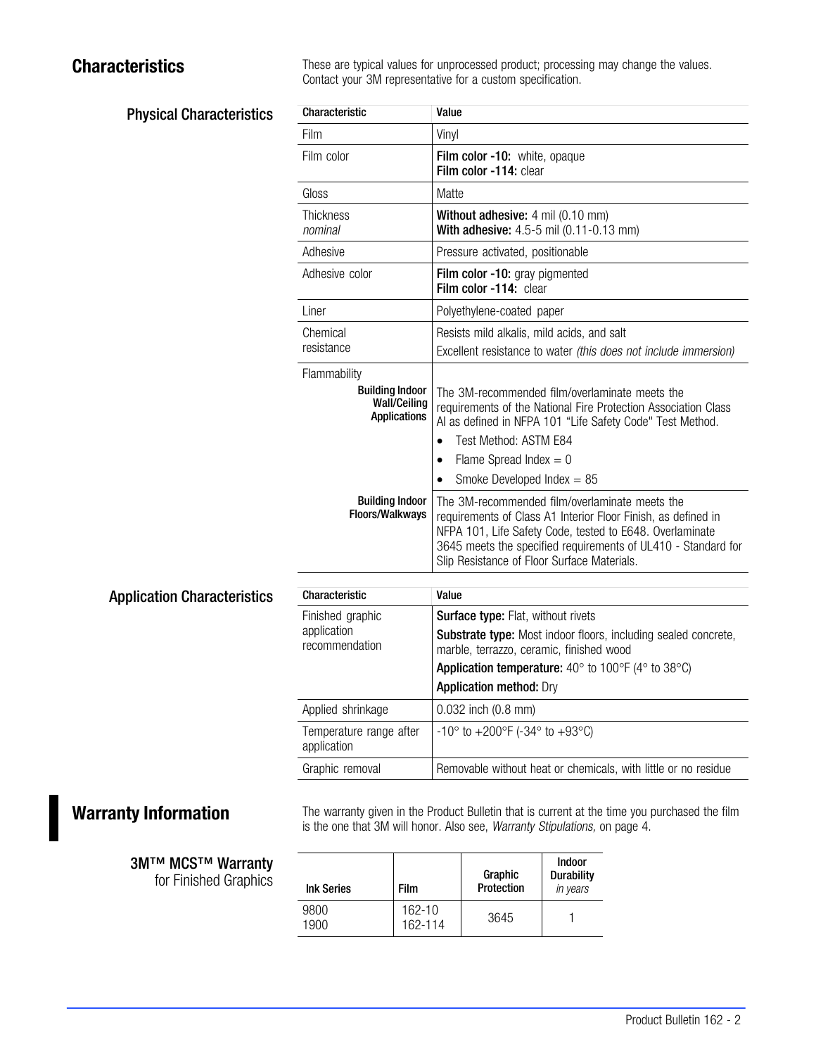## Characteristics

These are typical values for unprocessed product; processing may change the values. Contact your 3M representative for a custom specification.

### Physical Characteristics

| Characteristic | Value |
|---|---|
| Film | Vinyl |
| Film color | **Film color -10:** white, opaque<br>**Film color -114:** clear |
| Gloss | Matte |
| Thickness *nominal* | **Without adhesive:** 4 mil (0.10 mm)<br>**With adhesive:** 4.5-5 mil (0.11-0.13 mm) |
| Adhesive | Pressure activated, positionable |
| Adhesive color | **Film color -10:** gray pigmented<br>**Film color -114:** clear |
| Liner | Polyethylene-coated paper |
| Chemical resistance | Resists mild alkalis, mild acids, and salt<br>Excellent resistance to water *(this does not include immersion)* |
| Flammability<br>**Building Indoor Wall/Ceiling Applications** | The 3M-recommended film/overlaminate meets the requirements of the National Fire Protection Association Class AI as defined in NFPA 101 "Life Safety Code" Test Method.<br>• Test Method: ASTM E84<br>• Flame Spread Index = 0<br>• Smoke Developed Index = 85 |
| **Building Indoor Floors/Walkways** | The 3M-recommended film/overlaminate meets the requirements of Class A1 Interior Floor Finish, as defined in NFPA 101, Life Safety Code, tested to E648. Overlaminate 3645 meets the specified requirements of UL410 - Standard for Slip Resistance of Floor Surface Materials. |

### Application Characteristics

| Characteristic | Value |
|---|---|
| Finished graphic application recommendation | **Surface type:** Flat, without rivets<br>**Substrate type:** Most indoor floors, including sealed concrete, marble, terrazzo, ceramic, finished wood<br>**Application temperature:** 40° to 100°F (4° to 38°C)<br>**Application method:** Dry |
| Applied shrinkage | 0.032 inch (0.8 mm) |
| Temperature range after application | -10° to +200°F (-34° to +93°C) |
| Graphic removal | Removable without heat or chemicals, with little or no residue |

## Warranty Information

The warranty given in the Product Bulletin that is current at the time you purchased the film is the one that 3M will honor. Also see, *Warranty Stipulations,* on page 4.

### 3M™ MCS™ Warranty for Finished Graphics

| Ink Series | Film | Graphic Protection | Indoor Durability *in years* |
|---|---|---|---|
| 9800<br>1900 | 162-10<br>162-114 | 3645 | 1 |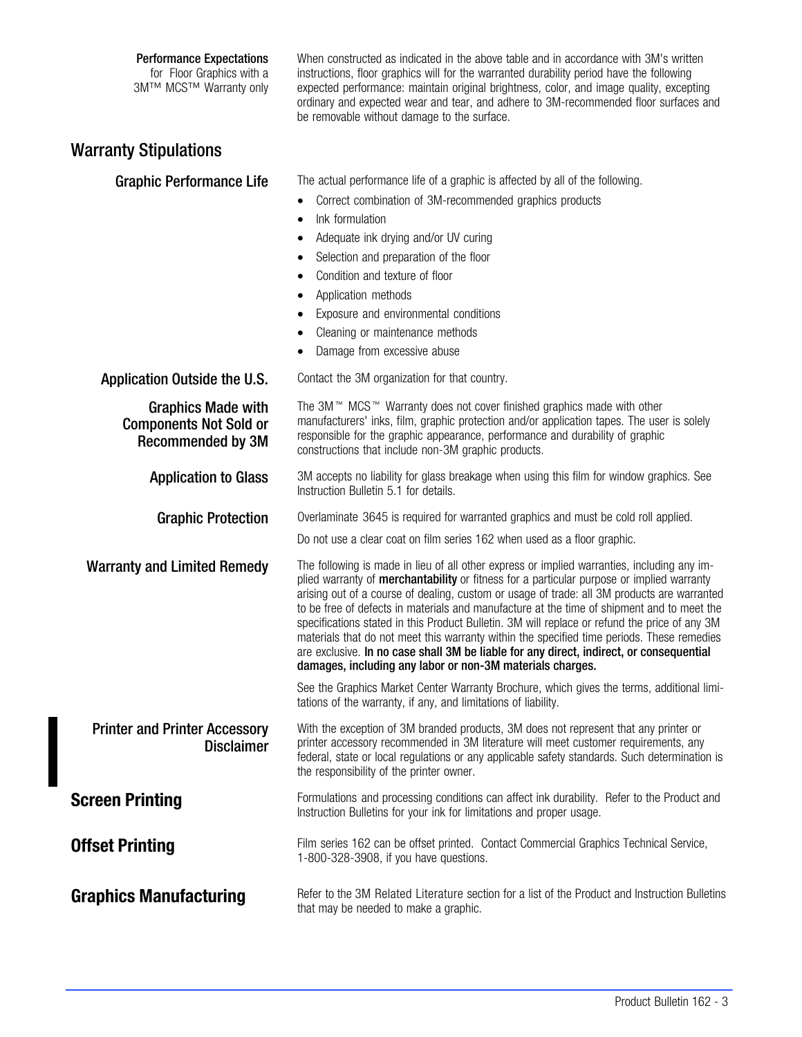**Performance Expectations** for Floor Graphics with a 3M™ MCS™ Warranty only

When constructed as indicated in the above table and in accordance with 3M's written instructions, floor graphics will for the warranted durability period have the following expected performance: maintain original brightness, color, and image quality, excepting ordinary and expected wear and tear, and adhere to 3M-recommended floor surfaces and be removable without damage to the surface.

## Warranty Stipulations

### Graphic Performance Life

The actual performance life of a graphic is affected by all of the following.

- Correct combination of 3M-recommended graphics products
- Ink formulation
- Adequate ink drying and/or UV curing
- Selection and preparation of the floor
- Condition and texture of floor
- Application methods
- Exposure and environmental conditions
- Cleaning or maintenance methods
- Damage from excessive abuse

### Application Outside the U.S.

Contact the 3M organization for that country.

### Graphics Made with Components Not Sold or Recommended by 3M

The 3M™ MCS™ Warranty does not cover finished graphics made with other manufacturers' inks, film, graphic protection and/or application tapes. The user is solely responsible for the graphic appearance, performance and durability of graphic constructions that include non-3M graphic products.

### Application to Glass

3M accepts no liability for glass breakage when using this film for window graphics. See Instruction Bulletin 5.1 for details.

### Graphic Protection

Overlaminate 3645 is required for warranted graphics and must be cold roll applied.

Do not use a clear coat on film series 162 when used as a floor graphic.

### Warranty and Limited Remedy

The following is made in lieu of all other express or implied warranties, including any implied warranty of **merchantability** or fitness for a particular purpose or implied warranty arising out of a course of dealing, custom or usage of trade: all 3M products are warranted to be free of defects in materials and manufacture at the time of shipment and to meet the specifications stated in this Product Bulletin. 3M will replace or refund the price of any 3M materials that do not meet this warranty within the specified time periods. These remedies are exclusive. **In no case shall 3M be liable for any direct, indirect, or consequential damages, including any labor or non-3M materials charges.**

See the Graphics Market Center Warranty Brochure, which gives the terms, additional limitations of the warranty, if any, and limitations of liability.

### Printer and Printer Accessory Disclaimer

With the exception of 3M branded products, 3M does not represent that any printer or printer accessory recommended in 3M literature will meet customer requirements, any federal, state or local regulations or any applicable safety standards. Such determination is the responsibility of the printer owner.

## Screen Printing

Formulations and processing conditions can affect ink durability. Refer to the Product and Instruction Bulletins for your ink for limitations and proper usage.

## Offset Printing

Film series 162 can be offset printed. Contact Commercial Graphics Technical Service, 1-800-328-3908, if you have questions.

## Graphics Manufacturing

Refer to the 3M Related Literature section for a list of the Product and Instruction Bulletins that may be needed to make a graphic.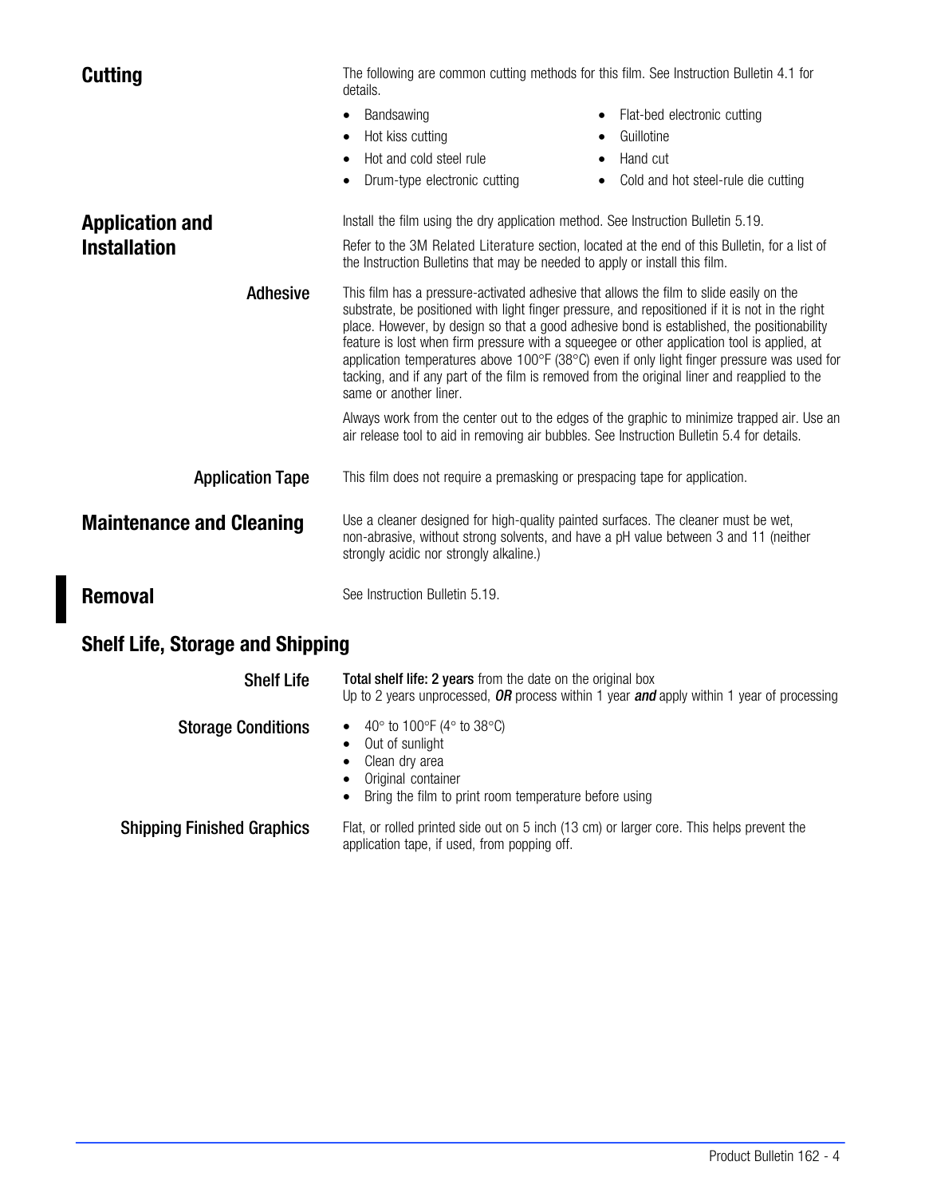## Cutting

The following are common cutting methods for this film. See Instruction Bulletin 4.1 for details.

- Bandsawing
- Hot kiss cutting
- Hot and cold steel rule
- Drum-type electronic cutting
- Flat-bed electronic cutting
- Guillotine
- Hand cut
- Cold and hot steel-rule die cutting

## Application and Installation

Install the film using the dry application method. See Instruction Bulletin 5.19.

Refer to the 3M Related Literature section, located at the end of this Bulletin, for a list of the Instruction Bulletins that may be needed to apply or install this film.

### Adhesive

This film has a pressure-activated adhesive that allows the film to slide easily on the substrate, be positioned with light finger pressure, and repositioned if it is not in the right place. However, by design so that a good adhesive bond is established, the positionability feature is lost when firm pressure with a squeegee or other application tool is applied, at application temperatures above 100°F (38°C) even if only light finger pressure was used for tacking, and if any part of the film is removed from the original liner and reapplied to the same or another liner.

Always work from the center out to the edges of the graphic to minimize trapped air. Use an air release tool to aid in removing air bubbles. See Instruction Bulletin 5.4 for details.

### Application Tape

This film does not require a premasking or prespacing tape for application.

## Maintenance and Cleaning

Use a cleaner designed for high-quality painted surfaces. The cleaner must be wet, non-abrasive, without strong solvents, and have a pH value between 3 and 11 (neither strongly acidic nor strongly alkaline.)

## Removal

See Instruction Bulletin 5.19.

## Shelf Life, Storage and Shipping

### Shelf Life

**Total shelf life: 2 years** from the date on the original box
Up to 2 years unprocessed, ***OR*** process within 1 year ***and*** apply within 1 year of processing

### Storage Conditions

- 40° to 100°F (4° to 38°C)
- Out of sunlight
- Clean dry area
- Original container
- Bring the film to print room temperature before using

### Shipping Finished Graphics

Flat, or rolled printed side out on 5 inch (13 cm) or larger core. This helps prevent the application tape, if used, from popping off.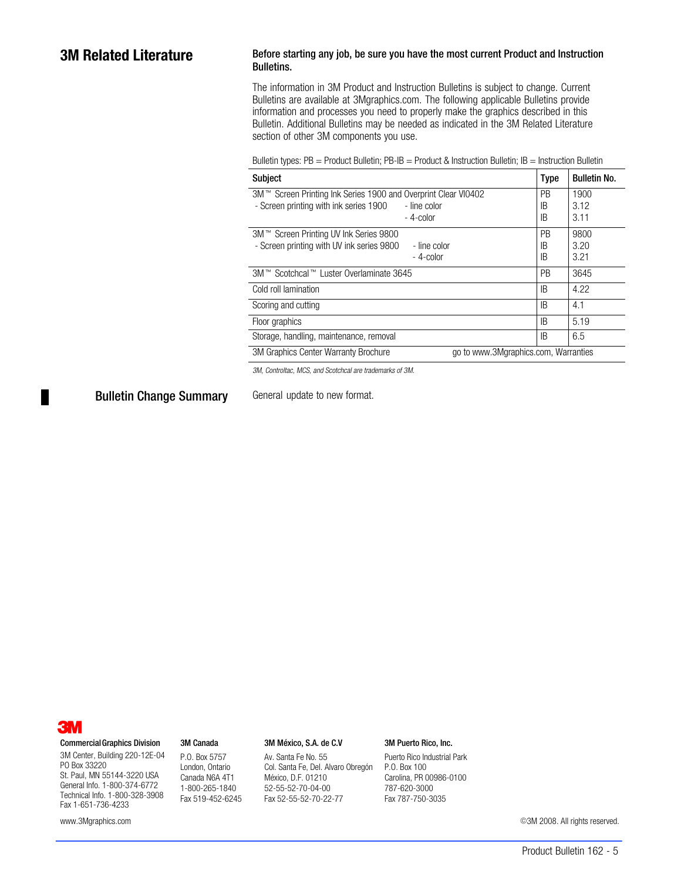## 3M Related Literature

**Before starting any job, be sure you have the most current Product and Instruction Bulletins.**

The information in 3M Product and Instruction Bulletins is subject to change. Current Bulletins are available at 3Mgraphics.com. The following applicable Bulletins provide information and processes you need to properly make the graphics described in this Bulletin. Additional Bulletins may be needed as indicated in the 3M Related Literature section of other 3M components you use.

Bulletin types: PB = Product Bulletin; PB-IB = Product & Instruction Bulletin; IB = Instruction Bulletin

| Subject | Type | Bulletin No. |
|---|---|---|
| 3M™ Screen Printing Ink Series 1900 and Overprint Clear VI0402 | PB | 1900 |
| - Screen printing with ink series 1900 - line color | IB | 3.12 |
| - Screen printing with ink series 1900 - 4-color | IB | 3.11 |
| 3M™ Screen Printing UV Ink Series 9800 | PB | 9800 |
| - Screen printing with UV ink series 9800 - line color | IB | 3.20 |
| - Screen printing with UV ink series 9800 - 4-color | IB | 3.21 |
| 3M™ Scotchcal™ Luster Overlaminate 3645 | PB | 3645 |
| Cold roll lamination | IB | 4.22 |
| Scoring and cutting | IB | 4.1 |
| Floor graphics | IB | 5.19 |
| Storage, handling, maintenance, removal | IB | 6.5 |
| 3M Graphics Center Warranty Brochure | go to www.3Mgraphics.com, Warranties | |

*3M, Controltac, MCS, and Scotchcal are trademarks of 3M.*

### Bulletin Change Summary

General update to new format.

3M

**Commercial Graphics Division**
3M Center, Building 220-12E-04
PO Box 33220
St. Paul, MN 55144-3220 USA
General Info. 1-800-374-6772
Technical Info. 1-800-328-3908
Fax 1-651-736-4233

**3M Canada**
P.O. Box 5757
London, Ontario
Canada N6A 4T1
1-800-265-1840
Fax 519-452-6245

**3M México, S.A. de C.V**
Av. Santa Fe No. 55
Col. Santa Fe, Del. Alvaro Obregón
México, D.F. 01210
52-55-52-70-04-00
Fax 52-55-52-70-22-77

**3M Puerto Rico, Inc.**
Puerto Rico Industrial Park
P.O. Box 100
Carolina, PR 00986-0100
787-620-3000
Fax 787-750-3035

www.3Mgraphics.com

©3M 2008. All rights reserved.